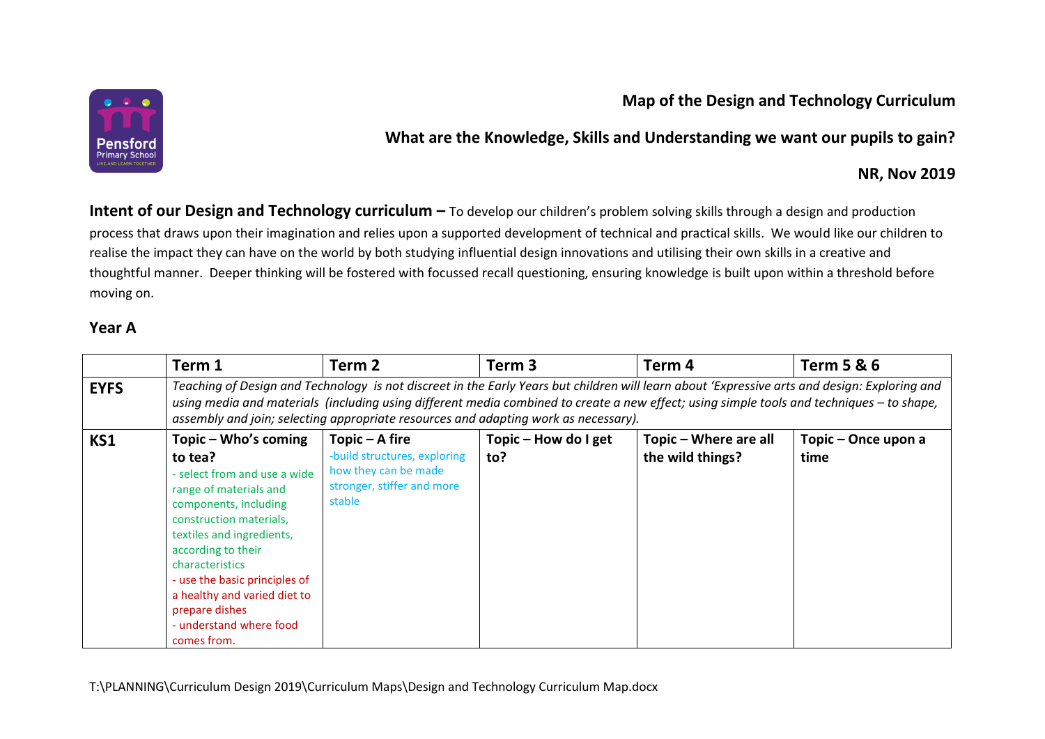**Map of the Design and Technology Curriculum**

**What are the Knowledge, Skills and Understanding we want our pupils to gain?**

**NR, Nov 2019**

**Intent of our Design and Technology curriculum –** To develop our children's problem solving skills through a design and production process that draws upon their imagination and relies upon a supported development of technical and practical skills. We would like our children to realise the impact they can have on the world by both studying influential design innovations and utilising their own skills in a creative and thoughtful manner. Deeper thinking will be fostered with focussed recall questioning, ensuring knowledge is built upon within a threshold before moving on.

## Year A

| | Term 1 | Term 2 | Term 3 | Term 4 | Term 5 & 6 |
|---|---|---|---|---|---|
| **EYFS** | *Teaching of Design and Technology is not discreet in the Early Years but children will learn about 'Expressive arts and design: Exploring and using media and materials (including using different media combined to create a new effect; using simple tools and techniques – to shape, assembly and join; selecting appropriate resources and adapting work as necessary).* | | | | |
| **KS1** | **Topic – Who's coming to tea?**<br>- select from and use a wide range of materials and components, including construction materials, textiles and ingredients, according to their characteristics<br>- use the basic principles of a healthy and varied diet to prepare dishes<br>- understand where food comes from. | **Topic – A fire**<br>-build structures, exploring how they can be made stronger, stiffer and more stable | **Topic – How do I get to?** | **Topic – Where are all the wild things?** | **Topic – Once upon a time** |

T:\PLANNING\Curriculum Design 2019\Curriculum Maps\Design and Technology Curriculum Map.docx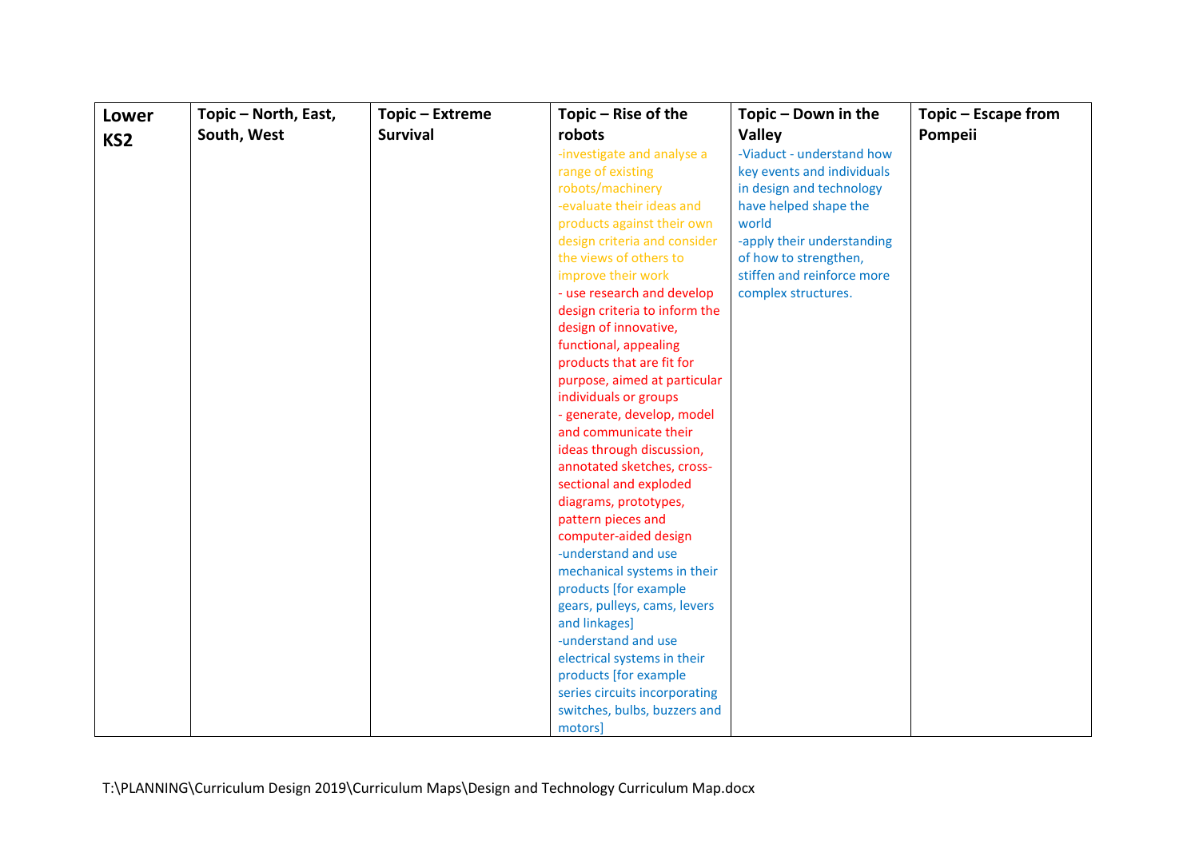| Lower KS2 | Topic – North, East, South, West | Topic – Extreme Survival | Topic – Rise of the robots | Topic – Down in the Valley | Topic – Escape from Pompeii |
|---|---|---|---|---|---|
| | | | -investigate and analyse a range of existing robots/machinery<br>-evaluate their ideas and products against their own design criteria and consider the views of others to improve their work<br>- use research and develop design criteria to inform the design of innovative, functional, appealing products that are fit for purpose, aimed at particular individuals or groups<br>- generate, develop, model and communicate their ideas through discussion, annotated sketches, cross-sectional and exploded diagrams, prototypes, pattern pieces and computer-aided design<br>-understand and use mechanical systems in their products [for example gears, pulleys, cams, levers and linkages]<br>-understand and use electrical systems in their products [for example series circuits incorporating switches, bulbs, buzzers and motors] | -Viaduct - understand how key events and individuals in design and technology have helped shape the world<br>-apply their understanding of how to strengthen, stiffen and reinforce more complex structures. | |

T:\PLANNING\Curriculum Design 2019\Curriculum Maps\Design and Technology Curriculum Map.docx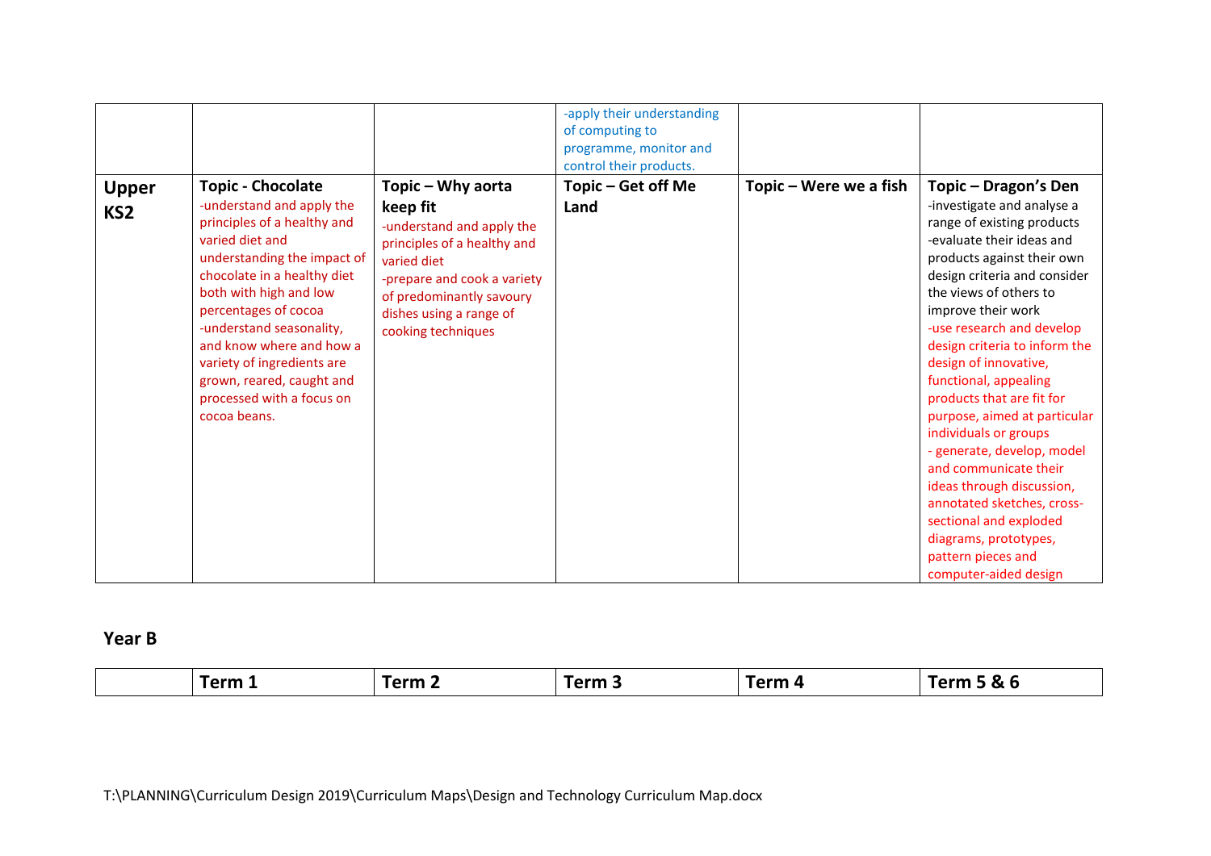| | | | | | |
|---|---|---|---|---|---|
| | | | -apply their understanding of computing to programme, monitor and control their products. | | |
| **Upper KS2** | **Topic - Chocolate**<br>-understand and apply the principles of a healthy and varied diet and understanding the impact of chocolate in a healthy diet both with high and low percentages of cocoa<br>-understand seasonality, and know where and how a variety of ingredients are grown, reared, caught and processed with a focus on cocoa beans. | **Topic – Why aorta keep fit**<br>-understand and apply the principles of a healthy and varied diet<br>-prepare and cook a variety of predominantly savoury dishes using a range of cooking techniques | **Topic – Get off Me Land** | **Topic – Were we a fish** | **Topic – Dragon's Den**<br>-investigate and analyse a range of existing products<br>-evaluate their ideas and products against their own design criteria and consider the views of others to improve their work<br>-use research and develop design criteria to inform the design of innovative, functional, appealing products that are fit for purpose, aimed at particular individuals or groups<br>- generate, develop, model and communicate their ideas through discussion, annotated sketches, cross-sectional and exploded diagrams, prototypes, pattern pieces and computer-aided design |

**Year B**

| | Term 1 | Term 2 | Term 3 | Term 4 | Term 5 & 6 |
|---|---|---|---|---|---|

T:\PLANNING\Curriculum Design 2019\Curriculum Maps\Design and Technology Curriculum Map.docx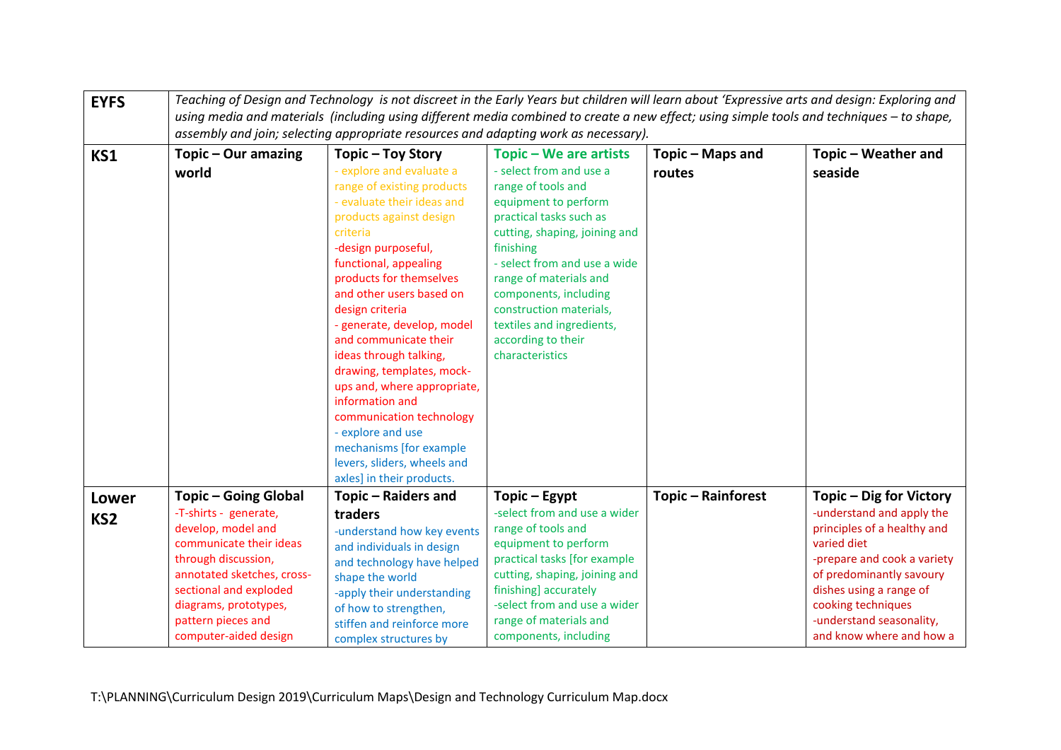| EYFS | *Teaching of Design and Technology is not discreet in the Early Years but children will learn about 'Expressive arts and design: Exploring and using media and materials (including using different media combined to create a new effect; using simple tools and techniques – to shape, assembly and join; selecting appropriate resources and adapting work as necessary).* | | | | |
|---|---|---|---|---|---|
| **KS1** | **Topic – Our amazing world** | **Topic – Toy Story**<br>- explore and evaluate a range of existing products<br>- evaluate their ideas and products against design criteria<br>-design purposeful, functional, appealing products for themselves and other users based on design criteria<br>- generate, develop, model and communicate their ideas through talking, drawing, templates, mock-ups and, where appropriate, information and communication technology<br>- explore and use mechanisms [for example levers, sliders, wheels and axles] in their products. | **Topic – We are artists**<br>- select from and use a range of tools and equipment to perform practical tasks such as cutting, shaping, joining and finishing<br>- select from and use a wide range of materials and components, including construction materials, textiles and ingredients, according to their characteristics | **Topic – Maps and routes** | **Topic – Weather and seaside** |
| **Lower KS2** | **Topic – Going Global**<br>-T-shirts - generate, develop, model and communicate their ideas through discussion, annotated sketches, cross-sectional and exploded diagrams, prototypes, pattern pieces and computer-aided design | **Topic – Raiders and traders**<br>-understand how key events and individuals in design and technology have helped shape the world<br>-apply their understanding of how to strengthen, stiffen and reinforce more complex structures by | **Topic – Egypt**<br>-select from and use a wider range of tools and equipment to perform practical tasks [for example cutting, shaping, joining and finishing] accurately<br>-select from and use a wider range of materials and components, including | **Topic – Rainforest** | **Topic – Dig for Victory**<br>-understand and apply the principles of a healthy and varied diet<br>-prepare and cook a variety of predominantly savoury dishes using a range of cooking techniques<br>-understand seasonality, and know where and how a |

T:\PLANNING\Curriculum Design 2019\Curriculum Maps\Design and Technology Curriculum Map.docx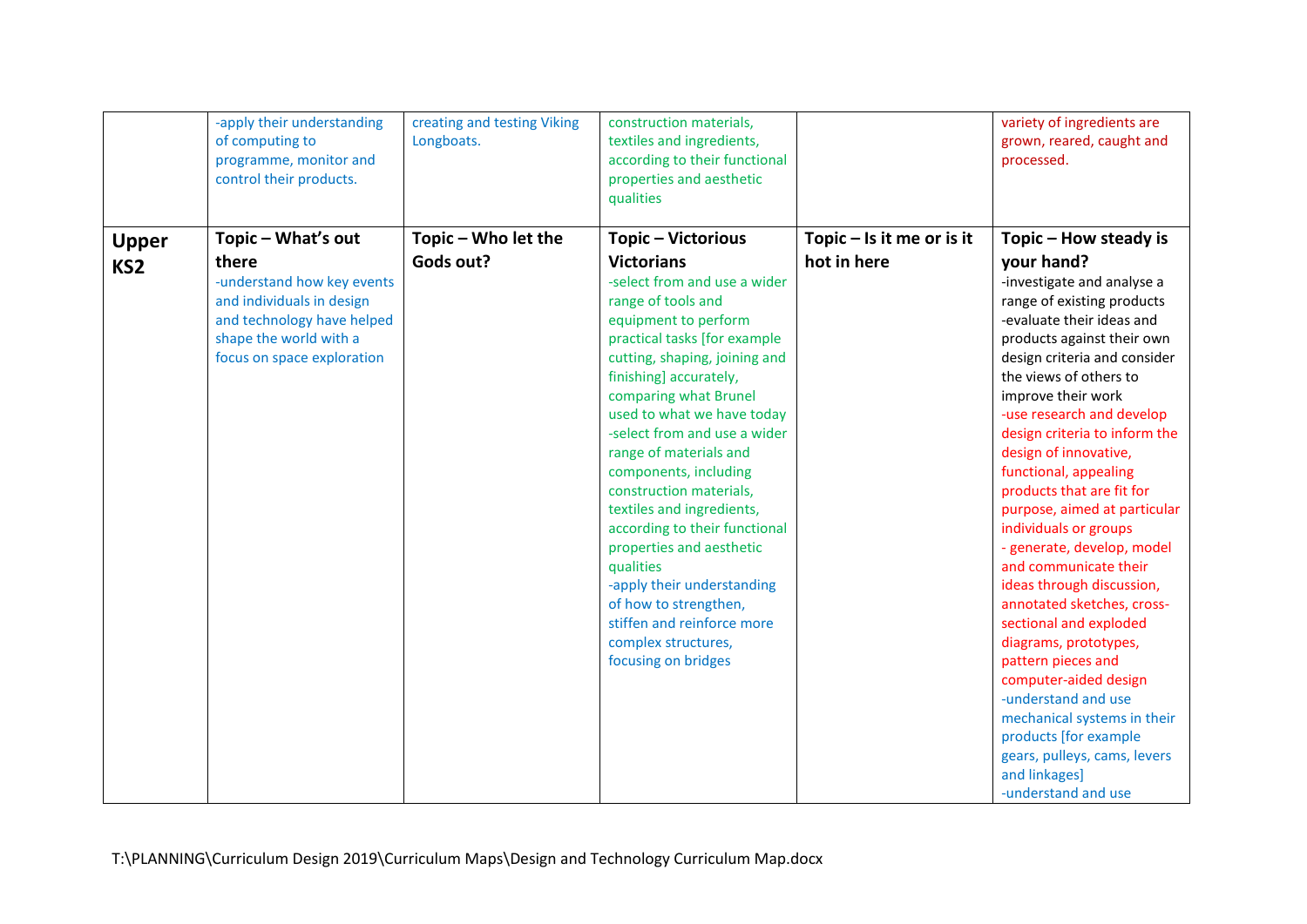| | | | | | |
|---|---|---|---|---|---|
| | -apply their understanding of computing to programme, monitor and control their products. | creating and testing Viking Longboats. | construction materials, textiles and ingredients, according to their functional properties and aesthetic qualities | | variety of ingredients are grown, reared, caught and processed. |
| **Upper KS2** | **Topic – What's out there**<br>-understand how key events and individuals in design and technology have helped shape the world with a focus on space exploration | **Topic – Who let the Gods out?** | **Topic – Victorious Victorians**<br>-select from and use a wider range of tools and equipment to perform practical tasks [for example cutting, shaping, joining and finishing] accurately, comparing what Brunel used to what we have today<br>-select from and use a wider range of materials and components, including construction materials, textiles and ingredients, according to their functional properties and aesthetic qualities<br>-apply their understanding of how to strengthen, stiffen and reinforce more complex structures, focusing on bridges | **Topic – Is it me or is it hot in here** | **Topic – How steady is your hand?**<br>-investigate and analyse a range of existing products<br>-evaluate their ideas and products against their own design criteria and consider the views of others to improve their work<br>-use research and develop design criteria to inform the design of innovative, functional, appealing products that are fit for purpose, aimed at particular individuals or groups<br>- generate, develop, model and communicate their ideas through discussion, annotated sketches, cross-sectional and exploded diagrams, prototypes, pattern pieces and computer-aided design<br>-understand and use mechanical systems in their products [for example gears, pulleys, cams, levers and linkages]<br>-understand and use |

T:\PLANNING\Curriculum Design 2019\Curriculum Maps\Design and Technology Curriculum Map.docx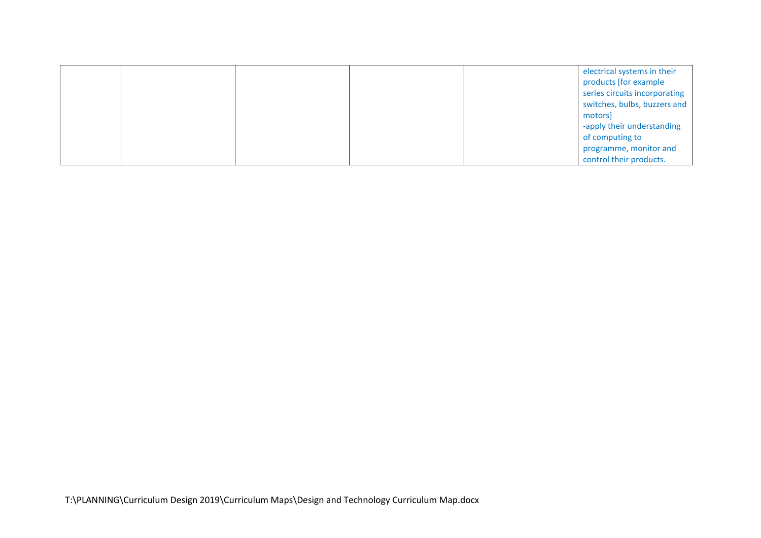| | | | | | |
|---|---|---|---|---|---|
| | | | | | electrical systems in their products [for example series circuits incorporating switches, bulbs, buzzers and motors]<br>-apply their understanding of computing to programme, monitor and control their products. |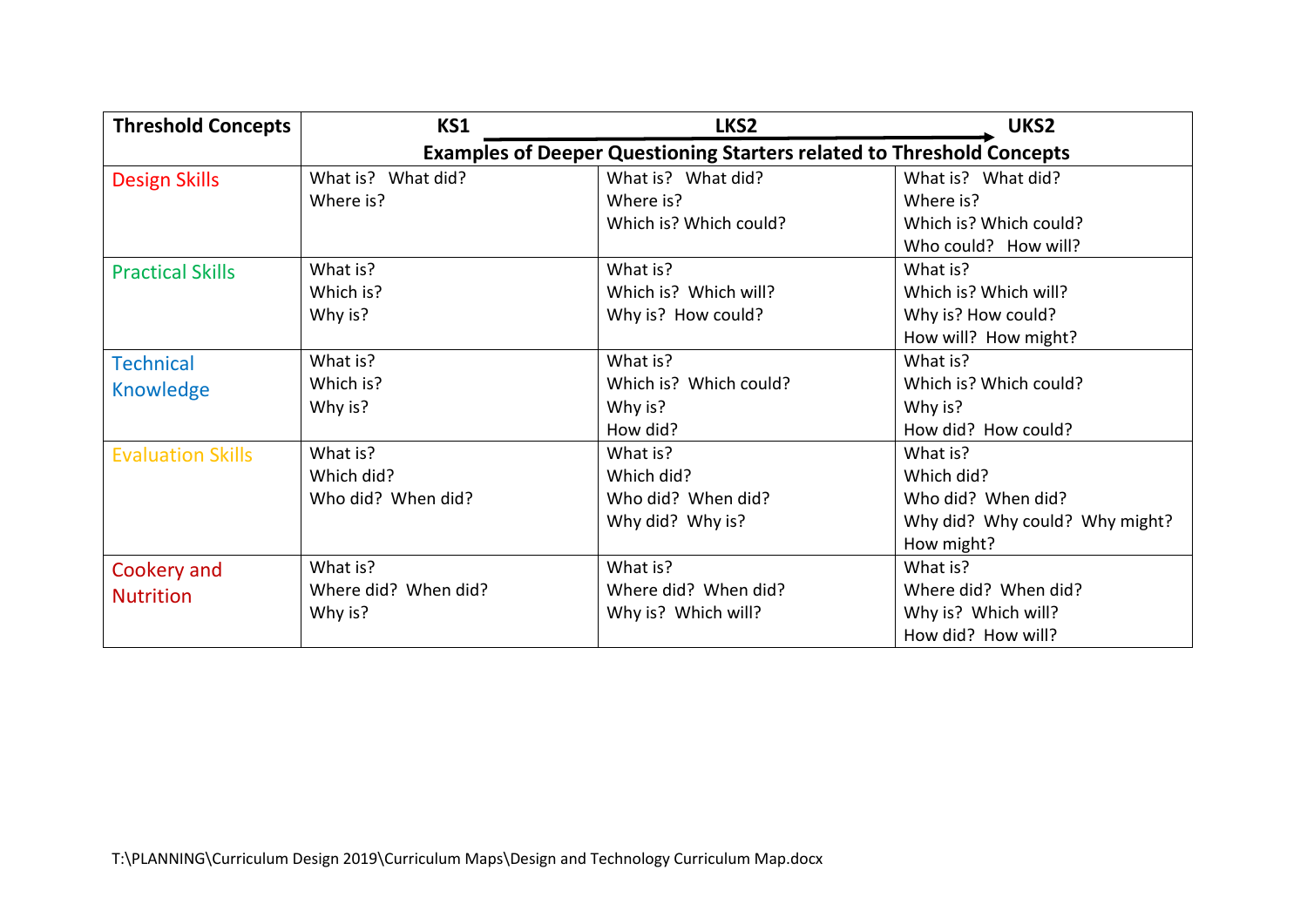| Threshold Concepts | KS1 | LKS2 | UKS2 |
|---|---|---|---|
| | Examples of Deeper Questioning Starters related to Threshold Concepts | | |
| Design Skills | What is? What did?<br>Where is? | What is? What did?<br>Where is?<br>Which is? Which could? | What is? What did?<br>Where is?<br>Which is? Which could?<br>Who could? How will? |
| Practical Skills | What is?<br>Which is?<br>Why is? | What is?<br>Which is? Which will?<br>Why is? How could? | What is?<br>Which is? Which will?<br>Why is? How could?<br>How will? How might? |
| Technical Knowledge | What is?<br>Which is?<br>Why is? | What is?<br>Which is? Which could?<br>Why is?<br>How did? | What is?<br>Which is? Which could?<br>Why is?<br>How did? How could? |
| Evaluation Skills | What is?<br>Which did?<br>Who did? When did? | What is?<br>Which did?<br>Who did? When did?<br>Why did? Why is? | What is?<br>Which did?<br>Who did? When did?<br>Why did? Why could? Why might?<br>How might? |
| Cookery and Nutrition | What is?<br>Where did? When did?<br>Why is? | What is?<br>Where did? When did?<br>Why is? Which will? | What is?<br>Where did? When did?<br>Why is? Which will?<br>How did? How will? |

T:\PLANNING\Curriculum Design 2019\Curriculum Maps\Design and Technology Curriculum Map.docx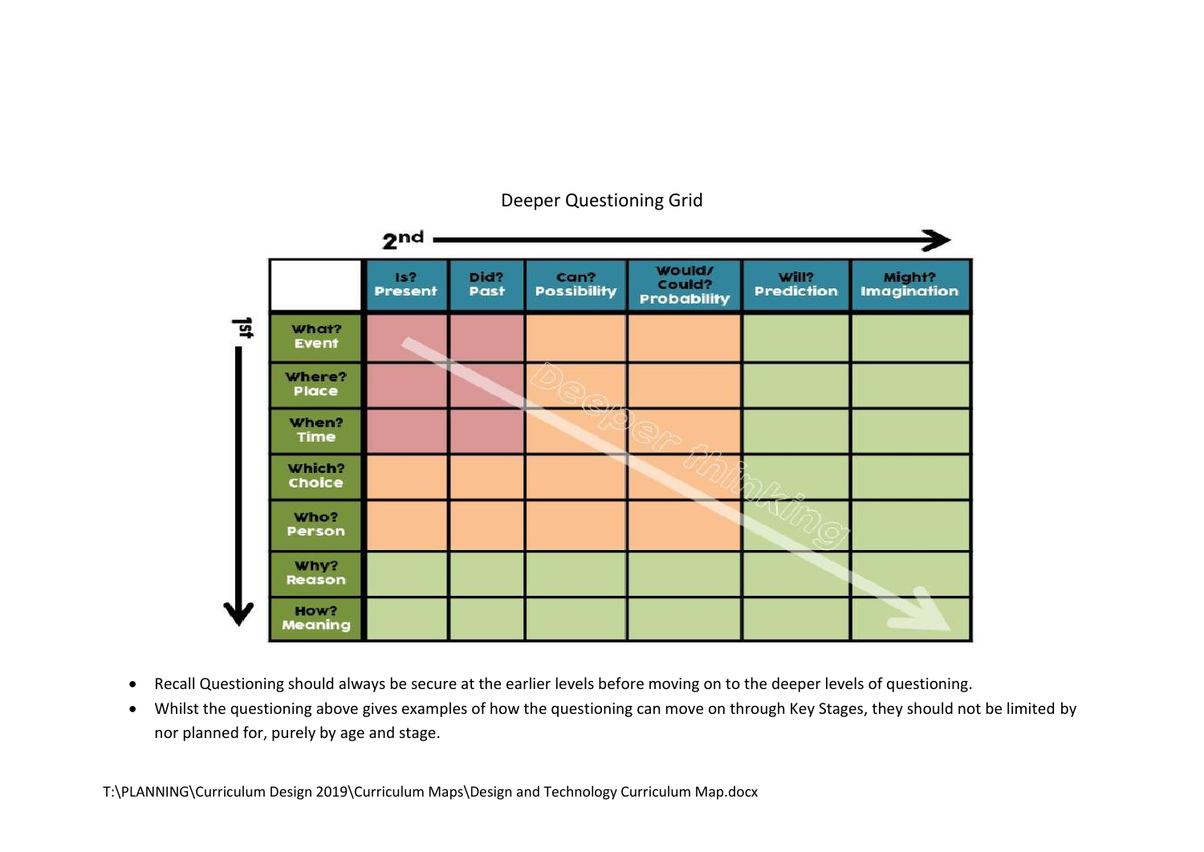Deeper Questioning Grid

2nd →

1st ↓

| | Is? Present | Did? Past | Can? Possibility | Would/ Could? Probability | Will? Prediction | Might? Imagination |
|---|---|---|---|---|---|---|
| What? Event | | | | | | |
| Where? Place | | | | | | |
| When? Time | | | | | | |
| Which? Choice | | | | | | |
| Who? Person | | | | | | |
| Why? Reason | | | | | | |
| How? Meaning | | | | | | |

Deeper thinking

- Recall Questioning should always be secure at the earlier levels before moving on to the deeper levels of questioning.
- Whilst the questioning above gives examples of how the questioning can move on through Key Stages, they should not be limited by nor planned for, purely by age and stage.

T:\PLANNING\Curriculum Design 2019\Curriculum Maps\Design and Technology Curriculum Map.docx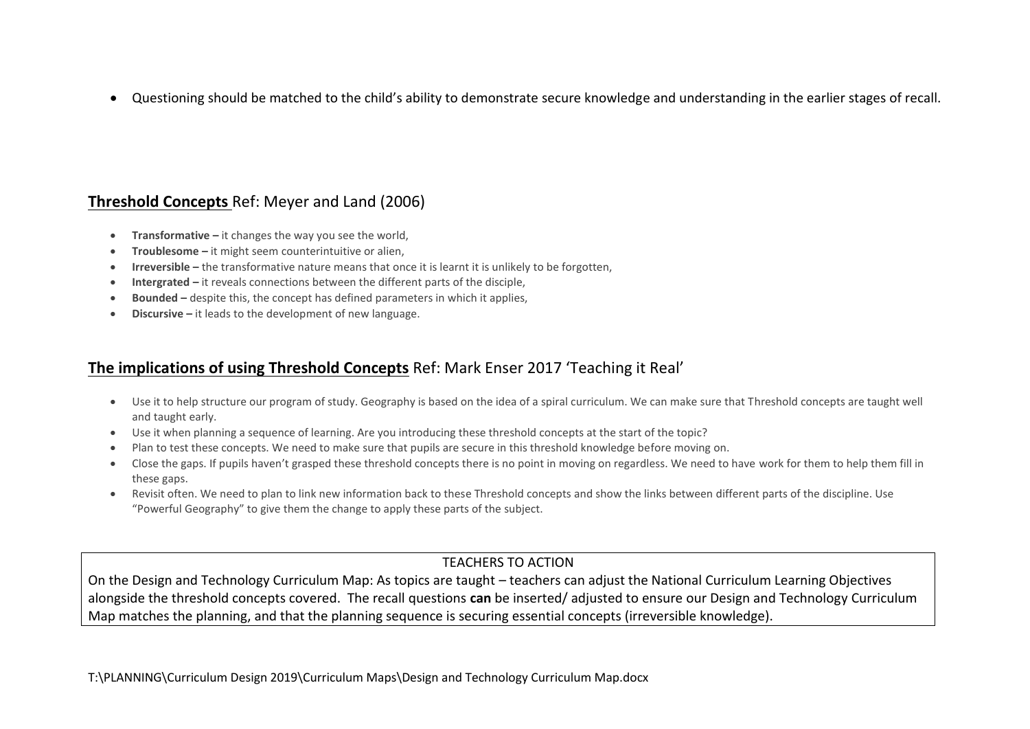- Questioning should be matched to the child's ability to demonstrate secure knowledge and understanding in the earlier stages of recall.

## <u>**Threshold Concepts**</u> Ref: Meyer and Land (2006)

- **Transformative –** it changes the way you see the world,
- **Troublesome –** it might seem counterintuitive or alien,
- **Irreversible –** the transformative nature means that once it is learnt it is unlikely to be forgotten,
- **Intergrated –** it reveals connections between the different parts of the disciple,
- **Bounded –** despite this, the concept has defined parameters in which it applies,
- **Discursive –** it leads to the development of new language.

## <u>**The implications of using Threshold Concepts**</u> Ref: Mark Enser 2017 'Teaching it Real'

- Use it to help structure our program of study. Geography is based on the idea of a spiral curriculum. We can make sure that Threshold concepts are taught well and taught early.
- Use it when planning a sequence of learning. Are you introducing these threshold concepts at the start of the topic?
- Plan to test these concepts. We need to make sure that pupils are secure in this threshold knowledge before moving on.
- Close the gaps. If pupils haven't grasped these threshold concepts there is no point in moving on regardless. We need to have work for them to help them fill in these gaps.
- Revisit often. We need to plan to link new information back to these Threshold concepts and show the links between different parts of the discipline. Use "Powerful Geography" to give them the change to apply these parts of the subject.

| TEACHERS TO ACTION |
| --- |
| On the Design and Technology Curriculum Map: As topics are taught – teachers can adjust the National Curriculum Learning Objectives alongside the threshold concepts covered. The recall questions **can** be inserted/ adjusted to ensure our Design and Technology Curriculum Map matches the planning, and that the planning sequence is securing essential concepts (irreversible knowledge). |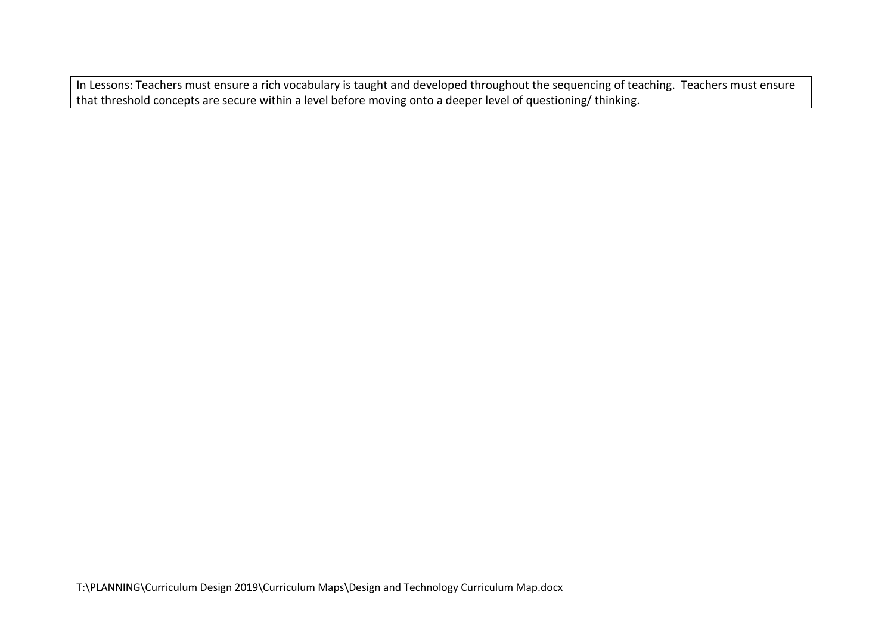In Lessons: Teachers must ensure a rich vocabulary is taught and developed throughout the sequencing of teaching. Teachers must ensure that threshold concepts are secure within a level before moving onto a deeper level of questioning/ thinking.